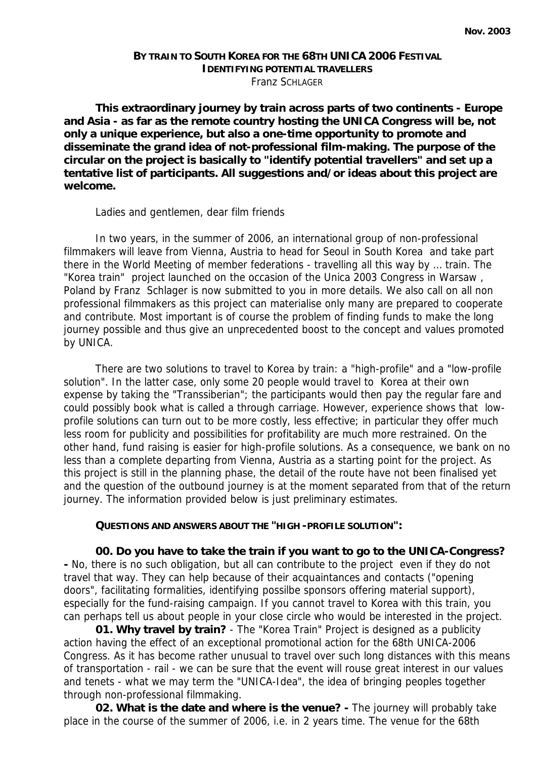Nov. 2003

**BY TRAIN TO SOUTH KOREA FOR THE 68TH UNICA 2006 FESTIVAL**
**IDENTIFYING POTENTIAL TRAVELLERS**
Franz SCHLAGER

**This extraordinary journey by train across parts of two continents - Europe and Asia - as far as the remote country hosting the UNICA Congress will be, not only a unique experience, but also a one-time opportunity to promote and disseminate the grand idea of not-professional film-making. The purpose of the circular on the project is basically to "identify potential travellers" and set up a tentative list of participants. All suggestions and/or ideas about this project are welcome.**

Ladies and gentlemen, dear film friends

In two years, in the summer of 2006, an international group of non-professional filmmakers will leave from Vienna, Austria to head for Seoul in South Korea and take part there in the World Meeting of member federations - travelling all this way by ... train. The "Korea train" project launched on the occasion of the Unica 2003 Congress in Warsaw , Poland by Franz Schlager is now submitted to you in more details. We also call on all non professional filmmakers as this project can materialise only many are prepared to cooperate and contribute. Most important is of course the problem of finding funds to make the long journey possible and thus give an unprecedented boost to the concept and values promoted by UNICA.

There are two solutions to travel to Korea by train: a "high-profile" and a "low-profile solution". In the latter case, only some 20 people would travel to Korea at their own expense by taking the "Transsiberian"; the participants would then pay the regular fare and could possibly book what is called a through carriage. However, experience shows that low-profile solutions can turn out to be more costly, less effective; in particular they offer much less room for publicity and possibilities for profitability are much more restrained. On the other hand, fund raising is easier for high-profile solutions. As a consequence, we bank on no less than a complete departing from Vienna, Austria as a starting point for the project. As this project is still in the planning phase, the detail of the route have not been finalised yet and the question of the outbound journey is at the moment separated from that of the return journey. The information provided below is just preliminary estimates.

**QUESTIONS AND ANSWERS ABOUT THE "HIGH-PROFILE SOLUTION":**

**00. Do you have to take the train if you want to go to the UNICA-Congress? -** No, there is no such obligation, but all can contribute to the project even if they do not travel that way. They can help because of their acquaintances and contacts ("opening doors", facilitating formalities, identifying possilbe sponsors offering material support), especially for the fund-raising campaign. If you cannot travel to Korea with this train, you can perhaps tell us about people in your close circle who would be interested in the project.

**01. Why travel by train?** - The "Korea Train" Project is designed as a publicity action having the effect of an exceptional promotional action for the 68th UNICA-2006 Congress. As it has become rather unusual to travel over such long distances with this means of transportation - rail - we can be sure that the event will rouse great interest in our values and tenets - what we may term the "UNICA-Idea", the idea of bringing peoples together through non-professional filmmaking.

**02. What is the date and where is the venue? -** The journey will probably take place in the course of the summer of 2006, i.e. in 2 years time. The venue for the 68th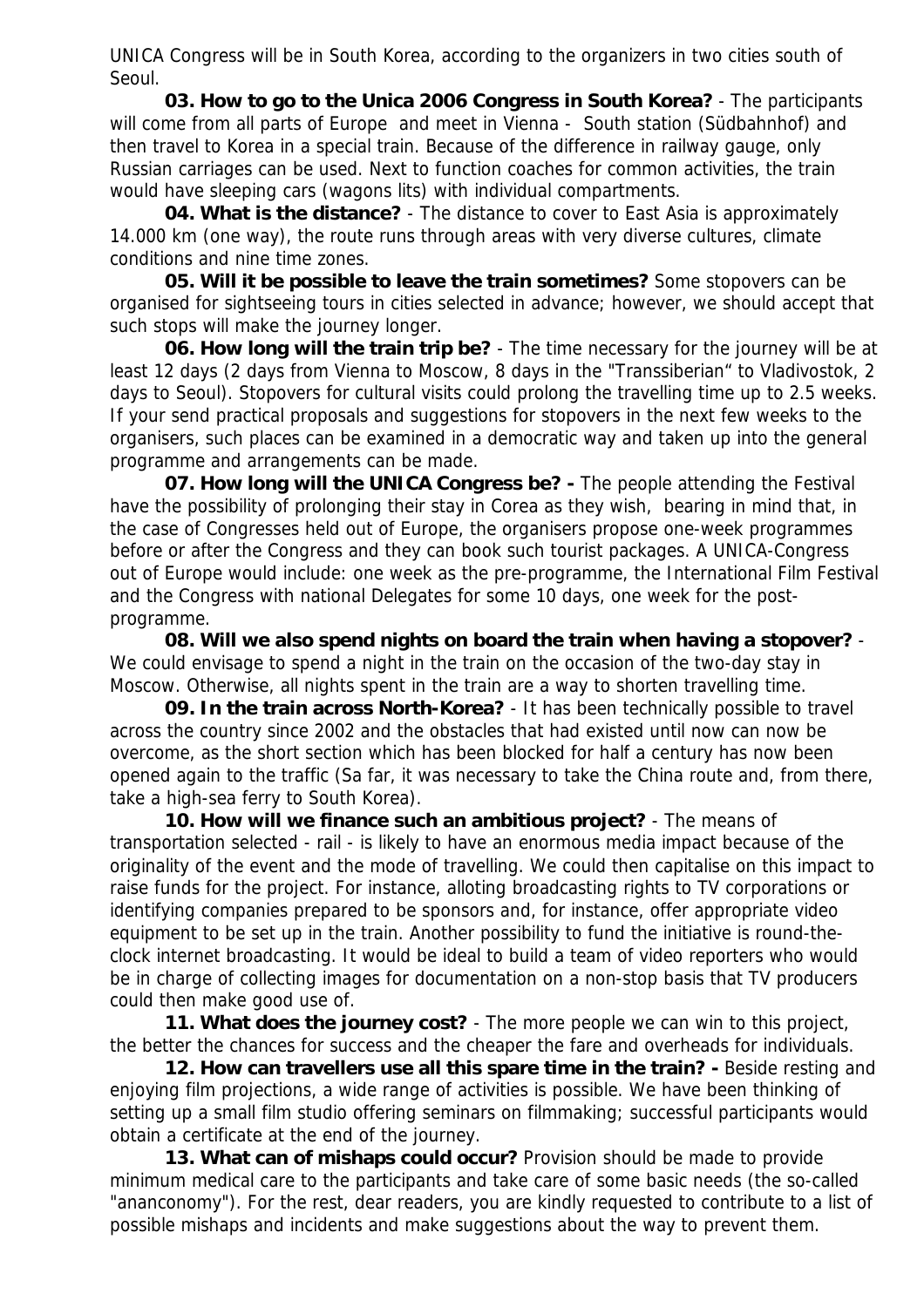UNICA Congress will be in South Korea, according to the organizers in two cities south of Seoul.

**03. How to go to the Unica 2006 Congress in South Korea?** - The participants will come from all parts of Europe and meet in Vienna - South station (Südbahnhof) and then travel to Korea in a special train. Because of the difference in railway gauge, only Russian carriages can be used. Next to function coaches for common activities, the train would have sleeping cars (wagons lits) with individual compartments.

**04. What is the distance?** - The distance to cover to East Asia is approximately 14.000 km (one way), the route runs through areas with very diverse cultures, climate conditions and nine time zones.

**05. Will it be possible to leave the train sometimes?** Some stopovers can be organised for sightseeing tours in cities selected in advance; however, we should accept that such stops will make the journey longer.

**06. How long will the train trip be?** - The time necessary for the journey will be at least 12 days (2 days from Vienna to Moscow, 8 days in the "Transsiberian" to Vladivostok, 2 days to Seoul). Stopovers for cultural visits could prolong the travelling time up to 2.5 weeks. If your send practical proposals and suggestions for stopovers in the next few weeks to the organisers, such places can be examined in a democratic way and taken up into the general programme and arrangements can be made.

**07. How long will the UNICA Congress be? -** The people attending the Festival have the possibility of prolonging their stay in Corea as they wish, bearing in mind that, in the case of Congresses held out of Europe, the organisers propose one-week programmes before or after the Congress and they can book such tourist packages. A UNICA-Congress out of Europe would include: one week as the pre-programme, the International Film Festival and the Congress with national Delegates for some 10 days, one week for the post-programme.

**08. Will we also spend nights on board the train when having a stopover?** - We could envisage to spend a night in the train on the occasion of the two-day stay in Moscow. Otherwise, all nights spent in the train are a way to shorten travelling time.

**09. In the train across North-Korea?** - It has been technically possible to travel across the country since 2002 and the obstacles that had existed until now can now be overcome, as the short section which has been blocked for half a century has now been opened again to the traffic (Sa far, it was necessary to take the China route and, from there, take a high-sea ferry to South Korea).

**10. How will we finance such an ambitious project?** - The means of transportation selected - rail - is likely to have an enormous media impact because of the originality of the event and the mode of travelling. We could then capitalise on this impact to raise funds for the project. For instance, alloting broadcasting rights to TV corporations or identifying companies prepared to be sponsors and, for instance, offer appropriate video equipment to be set up in the train. Another possibility to fund the initiative is round-the-clock internet broadcasting. It would be ideal to build a team of video reporters who would be in charge of collecting images for documentation on a non-stop basis that TV producers could then make good use of.

**11. What does the journey cost?** - The more people we can win to this project, the better the chances for success and the cheaper the fare and overheads for individuals.

**12. How can travellers use all this spare time in the train? -** Beside resting and enjoying film projections, a wide range of activities is possible. We have been thinking of setting up a small film studio offering seminars on filmmaking; successful participants would obtain a certificate at the end of the journey.

**13. What can of mishaps could occur?** Provision should be made to provide minimum medical care to the participants and take care of some basic needs (the so-called "ananconomy"). For the rest, dear readers, you are kindly requested to contribute to a list of possible mishaps and incidents and make suggestions about the way to prevent them.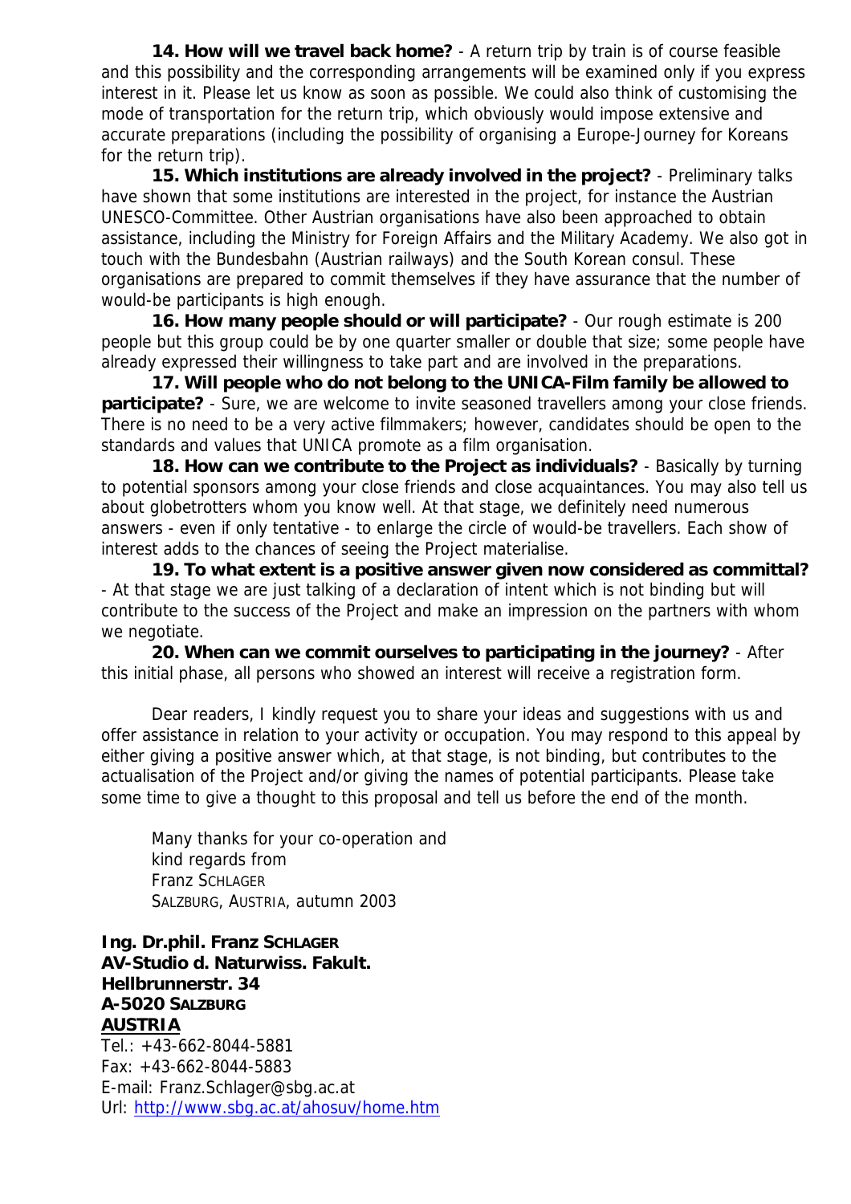**14. How will we travel back home?** - A return trip by train is of course feasible and this possibility and the corresponding arrangements will be examined only if you express interest in it. Please let us know as soon as possible. We could also think of customising the mode of transportation for the return trip, which obviously would impose extensive and accurate preparations (including the possibility of organising a Europe-Journey for Koreans for the return trip).

**15. Which institutions are already involved in the project?** - Preliminary talks have shown that some institutions are interested in the project, for instance the Austrian UNESCO-Committee. Other Austrian organisations have also been approached to obtain assistance, including the Ministry for Foreign Affairs and the Military Academy. We also got in touch with the Bundesbahn (Austrian railways) and the South Korean consul. These organisations are prepared to commit themselves if they have assurance that the number of would-be participants is high enough.

**16. How many people should or will participate?** - Our rough estimate is 200 people but this group could be by one quarter smaller or double that size; some people have already expressed their willingness to take part and are involved in the preparations.

**17. Will people who do not belong to the UNICA-Film family be allowed to participate?** - Sure, we are welcome to invite seasoned travellers among your close friends. There is no need to be a very active filmmakers; however, candidates should be open to the standards and values that UNICA promote as a film organisation.

**18. How can we contribute to the Project as individuals?** - Basically by turning to potential sponsors among your close friends and close acquaintances. You may also tell us about globetrotters whom you know well. At that stage, we definitely need numerous answers - even if only tentative - to enlarge the circle of would-be travellers. Each show of interest adds to the chances of seeing the Project materialise.

**19. To what extent is a positive answer given now considered as committal?** - At that stage we are just talking of a declaration of intent which is not binding but will contribute to the success of the Project and make an impression on the partners with whom we negotiate.

**20. When can we commit ourselves to participating in the journey?** - After this initial phase, all persons who showed an interest will receive a registration form.

Dear readers, I kindly request you to share your ideas and suggestions with us and offer assistance in relation to your activity or occupation. You may respond to this appeal by either giving a positive answer which, at that stage, is not binding, but contributes to the actualisation of the Project and/or giving the names of potential participants. Please take some time to give a thought to this proposal and tell us before the end of the month.

Many thanks for your co-operation and
kind regards from
Franz SCHLAGER
SALZBURG, AUSTRIA, autumn 2003

**Ing. Dr.phil. Franz SCHLAGER**
**AV-Studio d. Naturwiss. Fakult.**
**Hellbrunnerstr. 34**
**A-5020 SALZBURG**
**AUSTRIA**
Tel.: +43-662-8044-5881
Fax: +43-662-8044-5883
E-mail: Franz.Schlager@sbg.ac.at
Url: http://www.sbg.ac.at/ahosuv/home.htm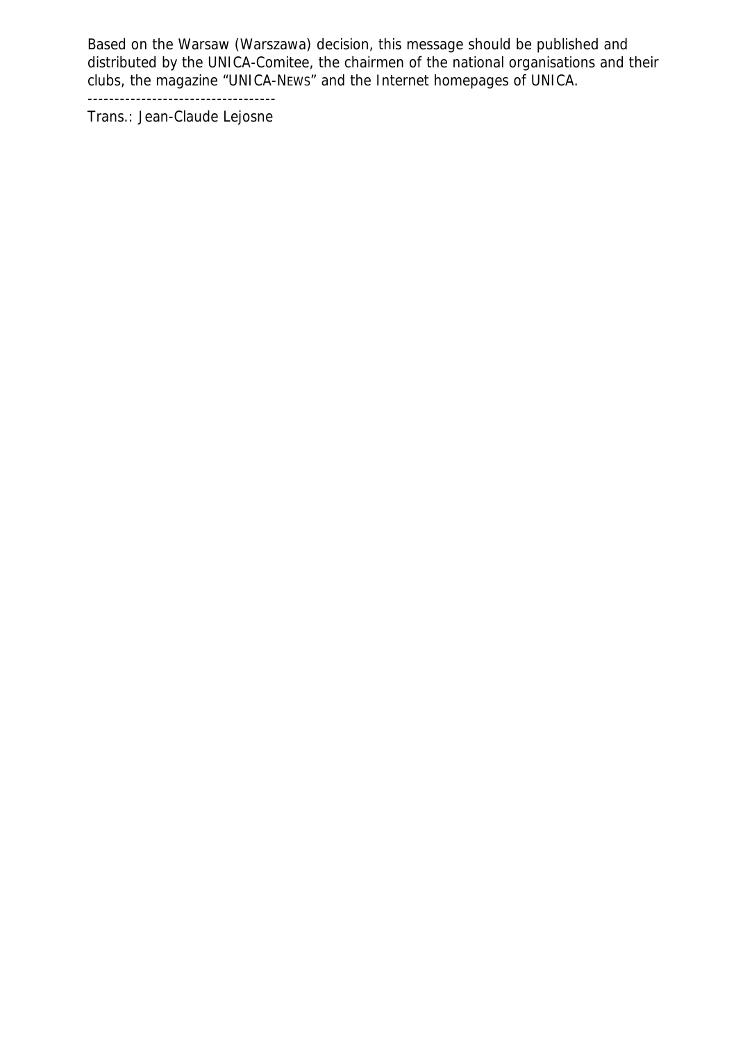Based on the Warsaw (Warszawa) decision, this message should be published and distributed by the UNICA-Comitee, the chairmen of the national organisations and their clubs, the magazine "UNICA-NEWS" and the Internet homepages of UNICA.

-----------------------------------

Trans.: Jean-Claude Lejosne